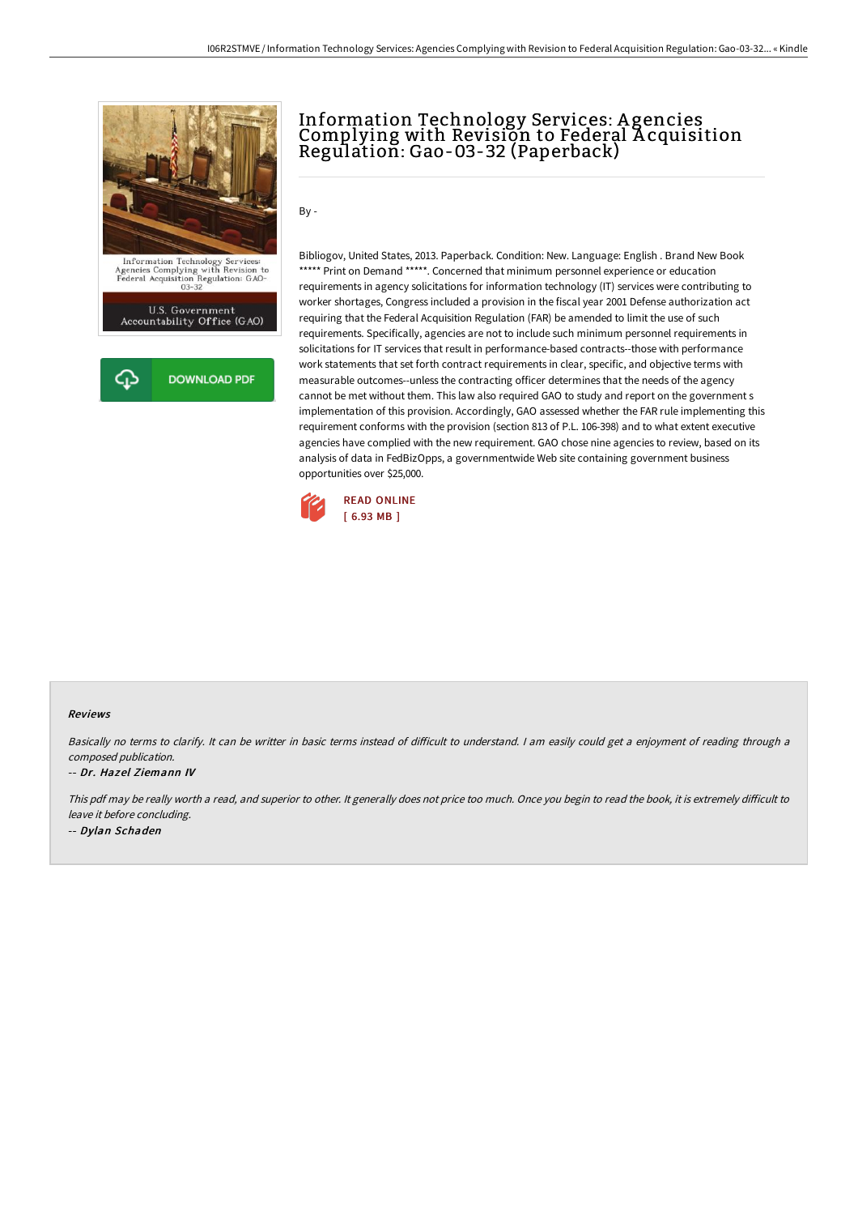# Information Technology Services: Agencies Complying with Revision to Federal Acquisition Regulation: Gao-03-32 (Paperback)

By -

Bibliogov, United States, 2013. Paperback. Condition: New. Language: English . Brand New Book ***** Print on Demand *****. Concerned that minimum personnel experience or education requirements in agency solicitations for information technology (IT) services were contributing to worker shortages, Congress included a provision in the fiscal year 2001 Defense authorization act requiring that the Federal Acquisition Regulation (FAR) be amended to limit the use of such requirements. Specifically, agencies are not to include such minimum personnel requirements in solicitations for IT services that result in performance-based contracts--those with performance work statements that set forth contract requirements in clear, specific, and objective terms with measurable outcomes--unless the contracting officer determines that the needs of the agency cannot be met without them. This law also required GAO to study and report on the government s implementation of this provision. Accordingly, GAO assessed whether the FAR rule implementing this requirement conforms with the provision (section 813 of P.L. 106-398) and to what extent executive agencies have complied with the new requirement. GAO chose nine agencies to review, based on its analysis of data in FedBizOpps, a governmentwide Web site containing government business opportunities over $25,000.

READ ONLINE
[ 6.93 MB ]

DOWNLOAD PDF

### Reviews

*Basically no terms to clarify. It can be writter in basic terms instead of difficult to understand. I am easily could get a enjoyment of reading through a composed publication.*

-- *Dr. Hazel Ziemann IV*

*This pdf may be really worth a read, and superior to other. It generally does not price too much. Once you begin to read the book, it is extremely difficult to leave it before concluding.*

-- *Dylan Schaden*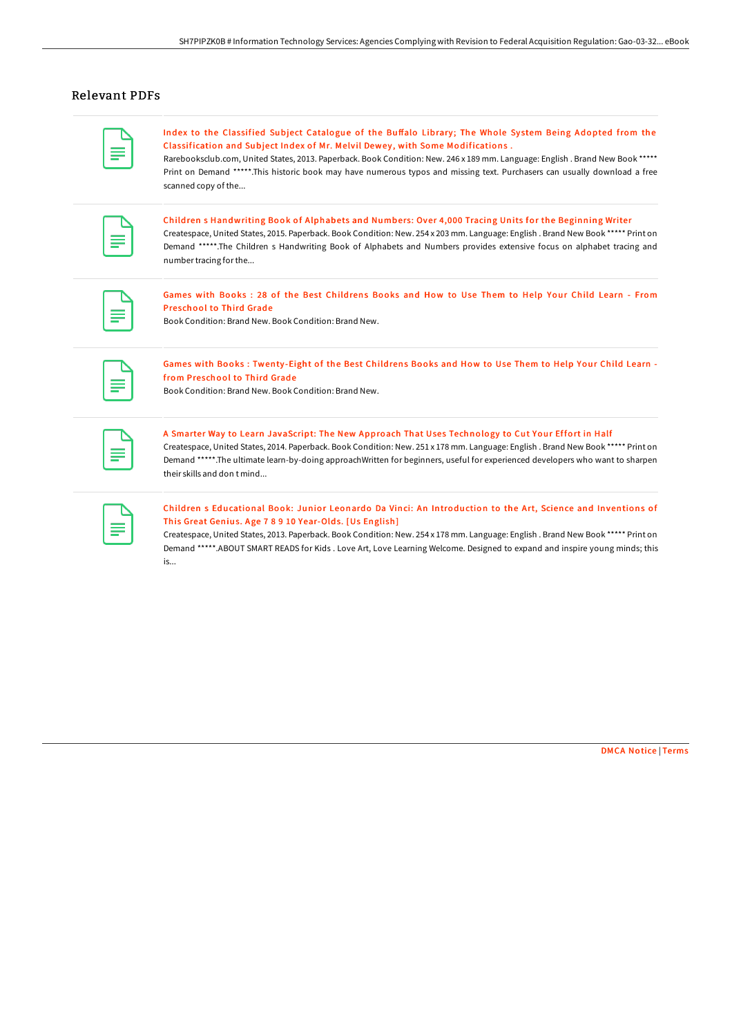## Relevant PDFs

**Index to the Classified Subject Catalogue of the Buffalo Library; The Whole System Being Adopted from the Classification and Subject Index of Mr. Melvil Dewey, with Some Modifications .**

Rarebooksclub.com, United States, 2013. Paperback. Book Condition: New. 246 x 189 mm. Language: English . Brand New Book ***** Print on Demand *****.This historic book may have numerous typos and missing text. Purchasers can usually download a free scanned copy of the...

**Children s Handwriting Book of Alphabets and Numbers: Over 4,000 Tracing Units for the Beginning Writer**

Createspace, United States, 2015. Paperback. Book Condition: New. 254 x 203 mm. Language: English . Brand New Book ***** Print on Demand *****.The Children s Handwriting Book of Alphabets and Numbers provides extensive focus on alphabet tracing and number tracing for the...

**Games with Books : 28 of the Best Childrens Books and How to Use Them to Help Your Child Learn - From Preschool to Third Grade**

Book Condition: Brand New. Book Condition: Brand New.

**Games with Books : Twenty-Eight of the Best Childrens Books and How to Use Them to Help Your Child Learn - from Preschool to Third Grade**

Book Condition: Brand New. Book Condition: Brand New.

**A Smarter Way to Learn JavaScript: The New Approach That Uses Technology to Cut Your Effort in Half**

Createspace, United States, 2014. Paperback. Book Condition: New. 251 x 178 mm. Language: English . Brand New Book ***** Print on Demand *****.The ultimate learn-by-doing approachWritten for beginners, useful for experienced developers who want to sharpen their skills and don t mind...

**Children s Educational Book: Junior Leonardo Da Vinci: An Introduction to the Art, Science and Inventions of This Great Genius. Age 7 8 9 10 Year-Olds. [Us English]**

Createspace, United States, 2013. Paperback. Book Condition: New. 254 x 178 mm. Language: English . Brand New Book ***** Print on Demand *****.ABOUT SMART READS for Kids . Love Art, Love Learning Welcome. Designed to expand and inspire young minds; this is...